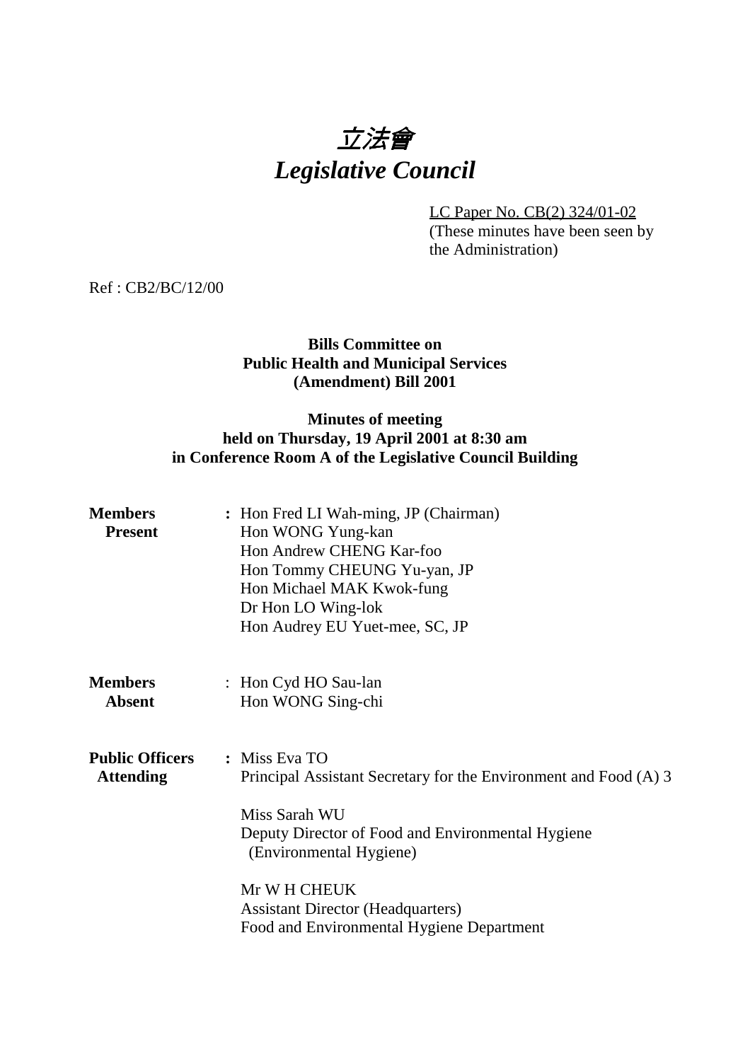# 立法會
# *Legislative Council*

LC Paper No. CB(2) 324/01-02
(These minutes have been seen by the Administration)

Ref : CB2/BC/12/00

**Bills Committee on Public Health and Municipal Services (Amendment) Bill 2001**

**Minutes of meeting held on Thursday, 19 April 2001 at 8:30 am in Conference Room A of the Legislative Council Building**

**Members Present** : Hon Fred LI Wah-ming, JP (Chairman)
Hon WONG Yung-kan
Hon Andrew CHENG Kar-foo
Hon Tommy CHEUNG Yu-yan, JP
Hon Michael MAK Kwok-fung
Dr Hon LO Wing-lok
Hon Audrey EU Yuet-mee, SC, JP

**Members Absent** : Hon Cyd HO Sau-lan
Hon WONG Sing-chi

**Public Officers Attending** : Miss Eva TO
Principal Assistant Secretary for the Environment and Food (A) 3

Miss Sarah WU
Deputy Director of Food and Environmental Hygiene (Environmental Hygiene)

Mr W H CHEUK
Assistant Director (Headquarters)
Food and Environmental Hygiene Department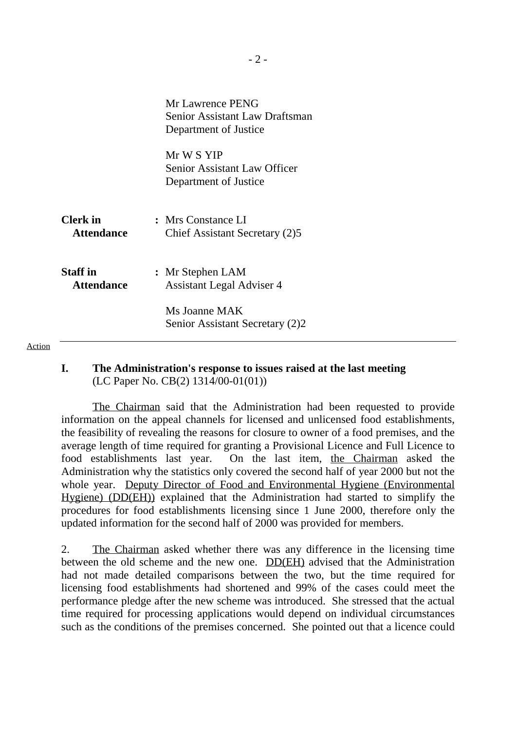Mr Lawrence PENG
Senior Assistant Law Draftsman
Department of Justice

Mr W S YIP
Senior Assistant Law Officer
Department of Justice

**Clerk in Attendance** : Mrs Constance LI
Chief Assistant Secretary (2)5

**Staff in Attendance** : Mr Stephen LAM
Assistant Legal Adviser 4

Ms Joanne MAK
Senior Assistant Secretary (2)2

---

Action

**I. The Administration's response to issues raised at the last meeting**
(LC Paper No. CB(2) 1314/00-01(01))

The Chairman said that the Administration had been requested to provide information on the appeal channels for licensed and unlicensed food establishments, the feasibility of revealing the reasons for closure to owner of a food premises, and the average length of time required for granting a Provisional Licence and Full Licence to food establishments last year. On the last item, the Chairman asked the Administration why the statistics only covered the second half of year 2000 but not the whole year. Deputy Director of Food and Environmental Hygiene (Environmental Hygiene) (DD(EH)) explained that the Administration had started to simplify the procedures for food establishments licensing since 1 June 2000, therefore only the updated information for the second half of 2000 was provided for members.

2. The Chairman asked whether there was any difference in the licensing time between the old scheme and the new one. DD(EH) advised that the Administration had not made detailed comparisons between the two, but the time required for licensing food establishments had shortened and 99% of the cases could meet the performance pledge after the new scheme was introduced. She stressed that the actual time required for processing applications would depend on individual circumstances such as the conditions of the premises concerned. She pointed out that a licence could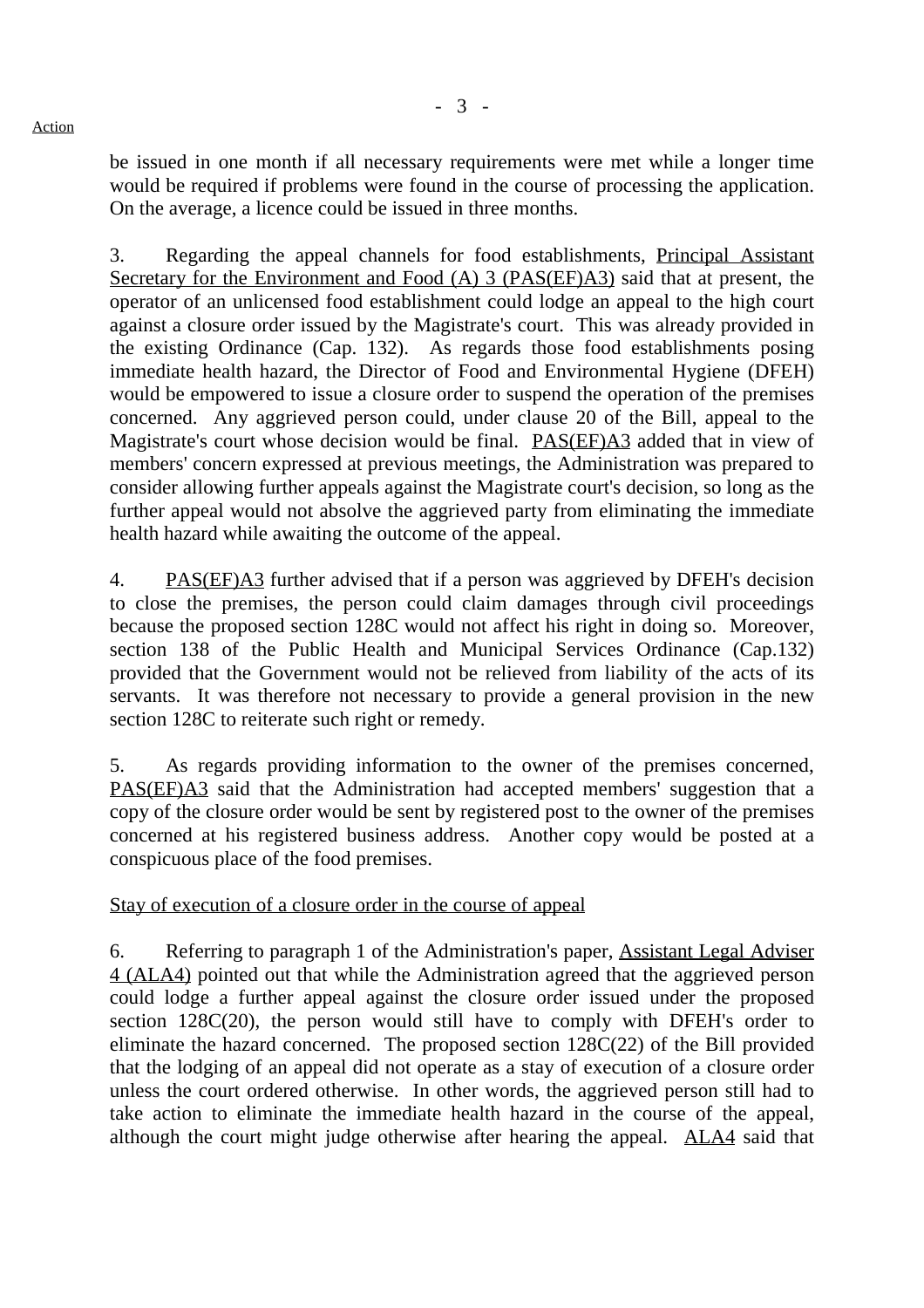Action

be issued in one month if all necessary requirements were met while a longer time would be required if problems were found in the course of processing the application. On the average, a licence could be issued in three months.

3. Regarding the appeal channels for food establishments, Principal Assistant Secretary for the Environment and Food (A) 3 (PAS(EF)A3) said that at present, the operator of an unlicensed food establishment could lodge an appeal to the high court against a closure order issued by the Magistrate's court. This was already provided in the existing Ordinance (Cap. 132). As regards those food establishments posing immediate health hazard, the Director of Food and Environmental Hygiene (DFEH) would be empowered to issue a closure order to suspend the operation of the premises concerned. Any aggrieved person could, under clause 20 of the Bill, appeal to the Magistrate's court whose decision would be final. PAS(EF)A3 added that in view of members' concern expressed at previous meetings, the Administration was prepared to consider allowing further appeals against the Magistrate court's decision, so long as the further appeal would not absolve the aggrieved party from eliminating the immediate health hazard while awaiting the outcome of the appeal.

4. PAS(EF)A3 further advised that if a person was aggrieved by DFEH's decision to close the premises, the person could claim damages through civil proceedings because the proposed section 128C would not affect his right in doing so. Moreover, section 138 of the Public Health and Municipal Services Ordinance (Cap.132) provided that the Government would not be relieved from liability of the acts of its servants. It was therefore not necessary to provide a general provision in the new section 128C to reiterate such right or remedy.

5. As regards providing information to the owner of the premises concerned, PAS(EF)A3 said that the Administration had accepted members' suggestion that a copy of the closure order would be sent by registered post to the owner of the premises concerned at his registered business address. Another copy would be posted at a conspicuous place of the food premises.

Stay of execution of a closure order in the course of appeal

6. Referring to paragraph 1 of the Administration's paper, Assistant Legal Adviser 4 (ALA4) pointed out that while the Administration agreed that the aggrieved person could lodge a further appeal against the closure order issued under the proposed section 128C(20), the person would still have to comply with DFEH's order to eliminate the hazard concerned. The proposed section 128C(22) of the Bill provided that the lodging of an appeal did not operate as a stay of execution of a closure order unless the court ordered otherwise. In other words, the aggrieved person still had to take action to eliminate the immediate health hazard in the course of the appeal, although the court might judge otherwise after hearing the appeal. ALA4 said that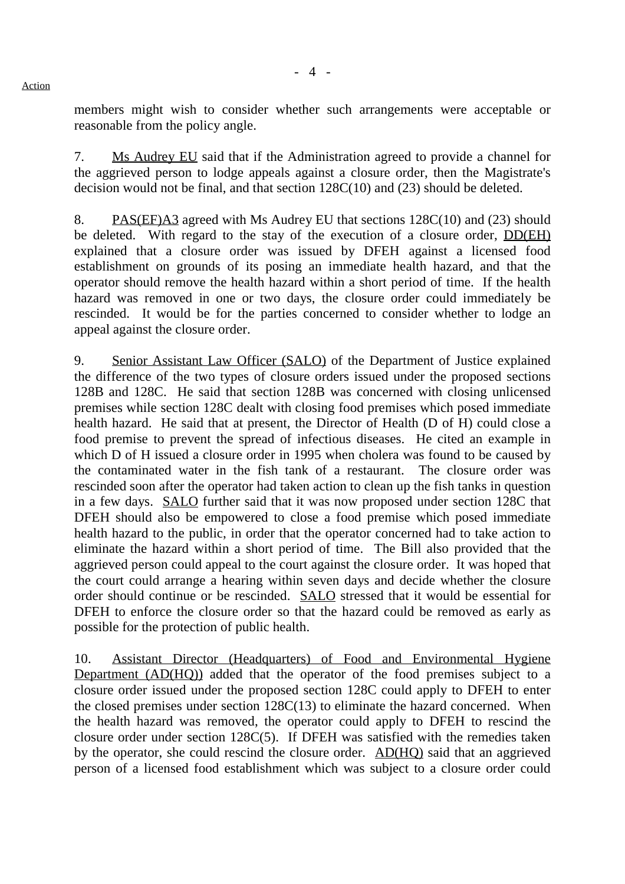members might wish to consider whether such arrangements were acceptable or reasonable from the policy angle.

7. Ms Audrey EU said that if the Administration agreed to provide a channel for the aggrieved person to lodge appeals against a closure order, then the Magistrate's decision would not be final, and that section 128C(10) and (23) should be deleted.

8. PAS(EF)A3 agreed with Ms Audrey EU that sections 128C(10) and (23) should be deleted. With regard to the stay of the execution of a closure order, DD(EH) explained that a closure order was issued by DFEH against a licensed food establishment on grounds of its posing an immediate health hazard, and that the operator should remove the health hazard within a short period of time. If the health hazard was removed in one or two days, the closure order could immediately be rescinded. It would be for the parties concerned to consider whether to lodge an appeal against the closure order.

9. Senior Assistant Law Officer (SALO) of the Department of Justice explained the difference of the two types of closure orders issued under the proposed sections 128B and 128C. He said that section 128B was concerned with closing unlicensed premises while section 128C dealt with closing food premises which posed immediate health hazard. He said that at present, the Director of Health (D of H) could close a food premise to prevent the spread of infectious diseases. He cited an example in which D of H issued a closure order in 1995 when cholera was found to be caused by the contaminated water in the fish tank of a restaurant. The closure order was rescinded soon after the operator had taken action to clean up the fish tanks in question in a few days. SALO further said that it was now proposed under section 128C that DFEH should also be empowered to close a food premise which posed immediate health hazard to the public, in order that the operator concerned had to take action to eliminate the hazard within a short period of time. The Bill also provided that the aggrieved person could appeal to the court against the closure order. It was hoped that the court could arrange a hearing within seven days and decide whether the closure order should continue or be rescinded. SALO stressed that it would be essential for DFEH to enforce the closure order so that the hazard could be removed as early as possible for the protection of public health.

10. Assistant Director (Headquarters) of Food and Environmental Hygiene Department (AD(HQ)) added that the operator of the food premises subject to a closure order issued under the proposed section 128C could apply to DFEH to enter the closed premises under section 128C(13) to eliminate the hazard concerned. When the health hazard was removed, the operator could apply to DFEH to rescind the closure order under section 128C(5). If DFEH was satisfied with the remedies taken by the operator, she could rescind the closure order. AD(HQ) said that an aggrieved person of a licensed food establishment which was subject to a closure order could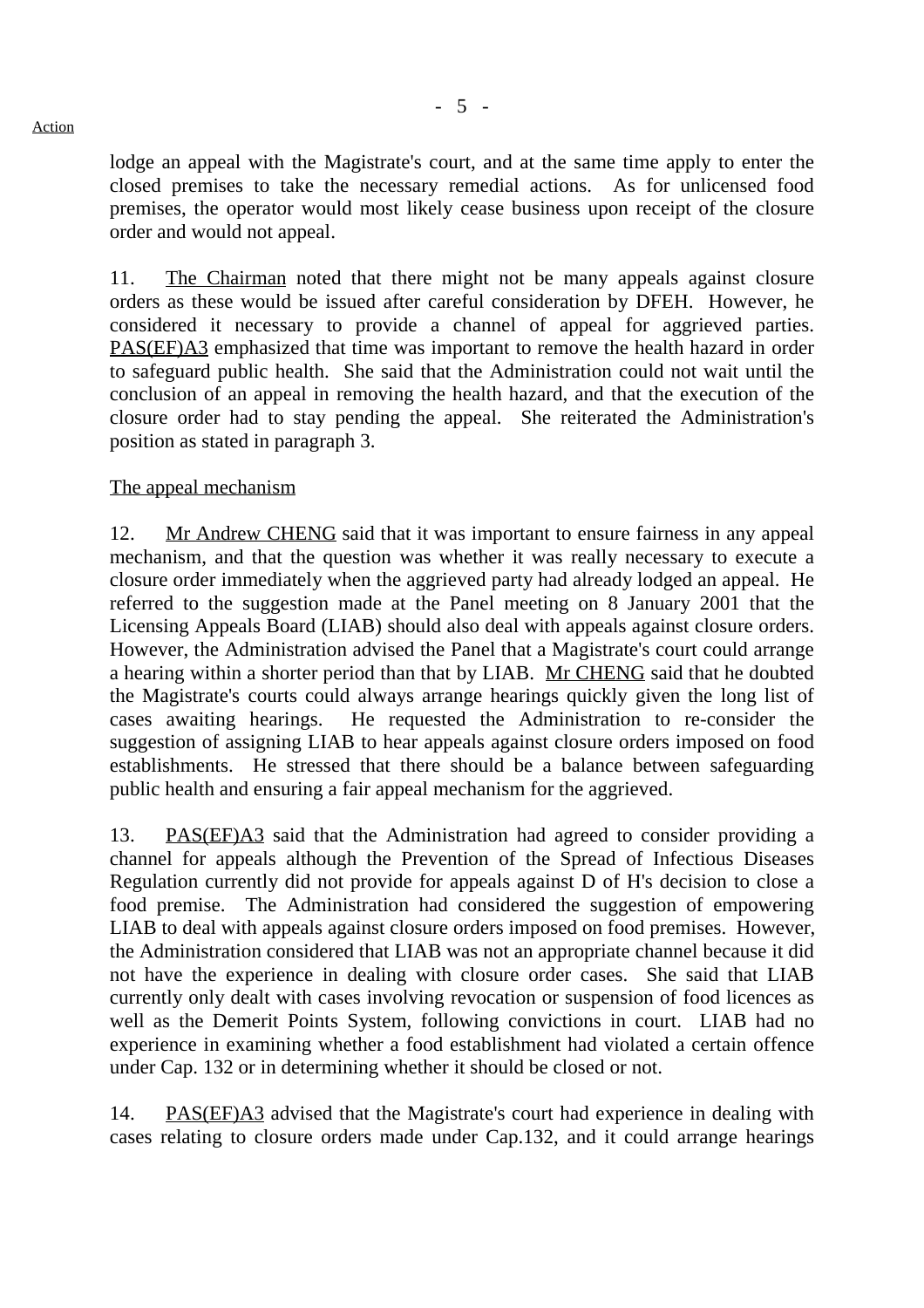Action

lodge an appeal with the Magistrate's court, and at the same time apply to enter the closed premises to take the necessary remedial actions. As for unlicensed food premises, the operator would most likely cease business upon receipt of the closure order and would not appeal.

11. The Chairman noted that there might not be many appeals against closure orders as these would be issued after careful consideration by DFEH. However, he considered it necessary to provide a channel of appeal for aggrieved parties. PAS(EF)A3 emphasized that time was important to remove the health hazard in order to safeguard public health. She said that the Administration could not wait until the conclusion of an appeal in removing the health hazard, and that the execution of the closure order had to stay pending the appeal. She reiterated the Administration's position as stated in paragraph 3.

The appeal mechanism

12. Mr Andrew CHENG said that it was important to ensure fairness in any appeal mechanism, and that the question was whether it was really necessary to execute a closure order immediately when the aggrieved party had already lodged an appeal. He referred to the suggestion made at the Panel meeting on 8 January 2001 that the Licensing Appeals Board (LIAB) should also deal with appeals against closure orders. However, the Administration advised the Panel that a Magistrate's court could arrange a hearing within a shorter period than that by LIAB. Mr CHENG said that he doubted the Magistrate's courts could always arrange hearings quickly given the long list of cases awaiting hearings. He requested the Administration to re-consider the suggestion of assigning LIAB to hear appeals against closure orders imposed on food establishments. He stressed that there should be a balance between safeguarding public health and ensuring a fair appeal mechanism for the aggrieved.

13. PAS(EF)A3 said that the Administration had agreed to consider providing a channel for appeals although the Prevention of the Spread of Infectious Diseases Regulation currently did not provide for appeals against D of H's decision to close a food premise. The Administration had considered the suggestion of empowering LIAB to deal with appeals against closure orders imposed on food premises. However, the Administration considered that LIAB was not an appropriate channel because it did not have the experience in dealing with closure order cases. She said that LIAB currently only dealt with cases involving revocation or suspension of food licences as well as the Demerit Points System, following convictions in court. LIAB had no experience in examining whether a food establishment had violated a certain offence under Cap. 132 or in determining whether it should be closed or not.

14. PAS(EF)A3 advised that the Magistrate's court had experience in dealing with cases relating to closure orders made under Cap.132, and it could arrange hearings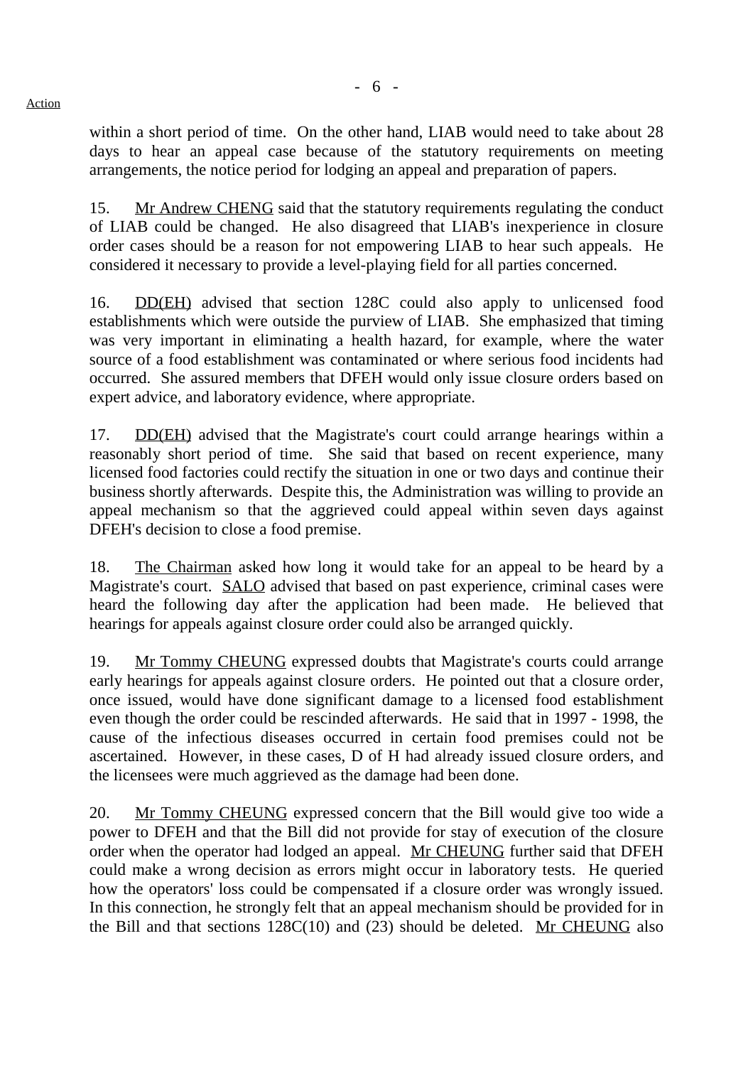within a short period of time. On the other hand, LIAB would need to take about 28 days to hear an appeal case because of the statutory requirements on meeting arrangements, the notice period for lodging an appeal and preparation of papers.

15. Mr Andrew CHENG said that the statutory requirements regulating the conduct of LIAB could be changed. He also disagreed that LIAB's inexperience in closure order cases should be a reason for not empowering LIAB to hear such appeals. He considered it necessary to provide a level-playing field for all parties concerned.

16. DD(EH) advised that section 128C could also apply to unlicensed food establishments which were outside the purview of LIAB. She emphasized that timing was very important in eliminating a health hazard, for example, where the water source of a food establishment was contaminated or where serious food incidents had occurred. She assured members that DFEH would only issue closure orders based on expert advice, and laboratory evidence, where appropriate.

17. DD(EH) advised that the Magistrate's court could arrange hearings within a reasonably short period of time. She said that based on recent experience, many licensed food factories could rectify the situation in one or two days and continue their business shortly afterwards. Despite this, the Administration was willing to provide an appeal mechanism so that the aggrieved could appeal within seven days against DFEH's decision to close a food premise.

18. The Chairman asked how long it would take for an appeal to be heard by a Magistrate's court. SALO advised that based on past experience, criminal cases were heard the following day after the application had been made. He believed that hearings for appeals against closure order could also be arranged quickly.

19. Mr Tommy CHEUNG expressed doubts that Magistrate's courts could arrange early hearings for appeals against closure orders. He pointed out that a closure order, once issued, would have done significant damage to a licensed food establishment even though the order could be rescinded afterwards. He said that in 1997 - 1998, the cause of the infectious diseases occurred in certain food premises could not be ascertained. However, in these cases, D of H had already issued closure orders, and the licensees were much aggrieved as the damage had been done.

20. Mr Tommy CHEUNG expressed concern that the Bill would give too wide a power to DFEH and that the Bill did not provide for stay of execution of the closure order when the operator had lodged an appeal. Mr CHEUNG further said that DFEH could make a wrong decision as errors might occur in laboratory tests. He queried how the operators' loss could be compensated if a closure order was wrongly issued. In this connection, he strongly felt that an appeal mechanism should be provided for in the Bill and that sections 128C(10) and (23) should be deleted. Mr CHEUNG also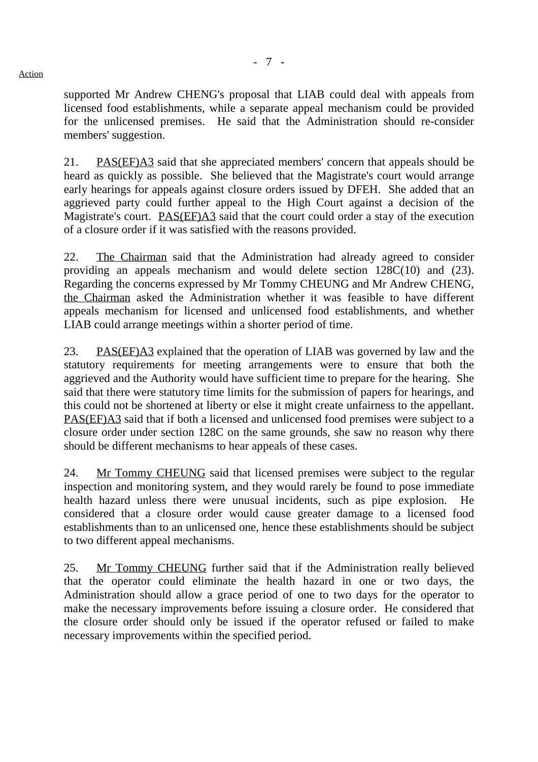supported Mr Andrew CHENG's proposal that LIAB could deal with appeals from licensed food establishments, while a separate appeal mechanism could be provided for the unlicensed premises. He said that the Administration should re-consider members' suggestion.

21. PAS(EF)A3 said that she appreciated members' concern that appeals should be heard as quickly as possible. She believed that the Magistrate's court would arrange early hearings for appeals against closure orders issued by DFEH. She added that an aggrieved party could further appeal to the High Court against a decision of the Magistrate's court. PAS(EF)A3 said that the court could order a stay of the execution of a closure order if it was satisfied with the reasons provided.

22. The Chairman said that the Administration had already agreed to consider providing an appeals mechanism and would delete section 128C(10) and (23). Regarding the concerns expressed by Mr Tommy CHEUNG and Mr Andrew CHENG, the Chairman asked the Administration whether it was feasible to have different appeals mechanism for licensed and unlicensed food establishments, and whether LIAB could arrange meetings within a shorter period of time.

23. PAS(EF)A3 explained that the operation of LIAB was governed by law and the statutory requirements for meeting arrangements were to ensure that both the aggrieved and the Authority would have sufficient time to prepare for the hearing. She said that there were statutory time limits for the submission of papers for hearings, and this could not be shortened at liberty or else it might create unfairness to the appellant. PAS(EF)A3 said that if both a licensed and unlicensed food premises were subject to a closure order under section 128C on the same grounds, she saw no reason why there should be different mechanisms to hear appeals of these cases.

24. Mr Tommy CHEUNG said that licensed premises were subject to the regular inspection and monitoring system, and they would rarely be found to pose immediate health hazard unless there were unusual incidents, such as pipe explosion. He considered that a closure order would cause greater damage to a licensed food establishments than to an unlicensed one, hence these establishments should be subject to two different appeal mechanisms.

25. Mr Tommy CHEUNG further said that if the Administration really believed that the operator could eliminate the health hazard in one or two days, the Administration should allow a grace period of one to two days for the operator to make the necessary improvements before issuing a closure order. He considered that the closure order should only be issued if the operator refused or failed to make necessary improvements within the specified period.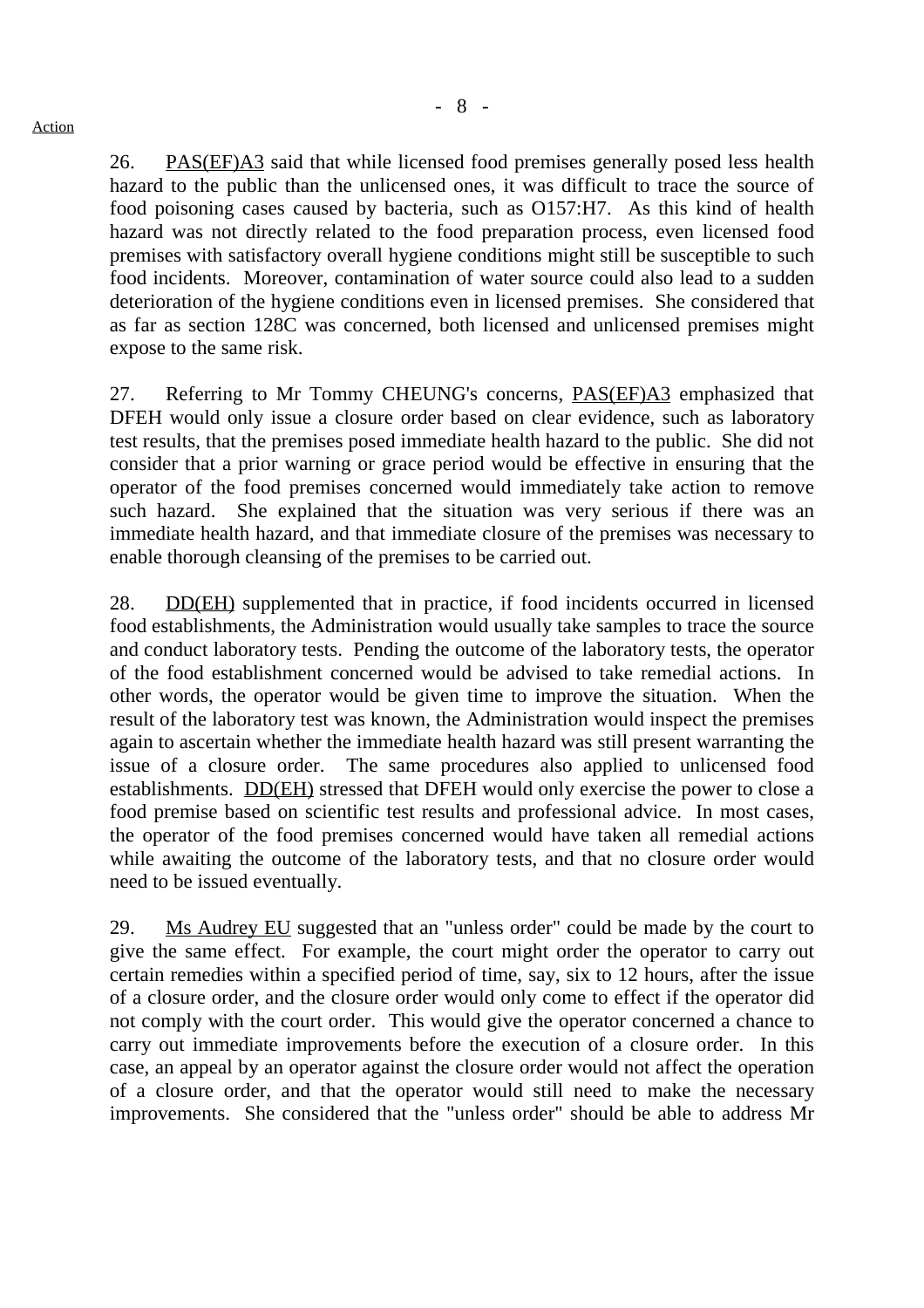Action

26. PAS(EF)A3 said that while licensed food premises generally posed less health hazard to the public than the unlicensed ones, it was difficult to trace the source of food poisoning cases caused by bacteria, such as O157:H7. As this kind of health hazard was not directly related to the food preparation process, even licensed food premises with satisfactory overall hygiene conditions might still be susceptible to such food incidents. Moreover, contamination of water source could also lead to a sudden deterioration of the hygiene conditions even in licensed premises. She considered that as far as section 128C was concerned, both licensed and unlicensed premises might expose to the same risk.

27. Referring to Mr Tommy CHEUNG's concerns, PAS(EF)A3 emphasized that DFEH would only issue a closure order based on clear evidence, such as laboratory test results, that the premises posed immediate health hazard to the public. She did not consider that a prior warning or grace period would be effective in ensuring that the operator of the food premises concerned would immediately take action to remove such hazard. She explained that the situation was very serious if there was an immediate health hazard, and that immediate closure of the premises was necessary to enable thorough cleansing of the premises to be carried out.

28. DD(EH) supplemented that in practice, if food incidents occurred in licensed food establishments, the Administration would usually take samples to trace the source and conduct laboratory tests. Pending the outcome of the laboratory tests, the operator of the food establishment concerned would be advised to take remedial actions. In other words, the operator would be given time to improve the situation. When the result of the laboratory test was known, the Administration would inspect the premises again to ascertain whether the immediate health hazard was still present warranting the issue of a closure order. The same procedures also applied to unlicensed food establishments. DD(EH) stressed that DFEH would only exercise the power to close a food premise based on scientific test results and professional advice. In most cases, the operator of the food premises concerned would have taken all remedial actions while awaiting the outcome of the laboratory tests, and that no closure order would need to be issued eventually.

29. Ms Audrey EU suggested that an "unless order" could be made by the court to give the same effect. For example, the court might order the operator to carry out certain remedies within a specified period of time, say, six to 12 hours, after the issue of a closure order, and the closure order would only come to effect if the operator did not comply with the court order. This would give the operator concerned a chance to carry out immediate improvements before the execution of a closure order. In this case, an appeal by an operator against the closure order would not affect the operation of a closure order, and that the operator would still need to make the necessary improvements. She considered that the "unless order" should be able to address Mr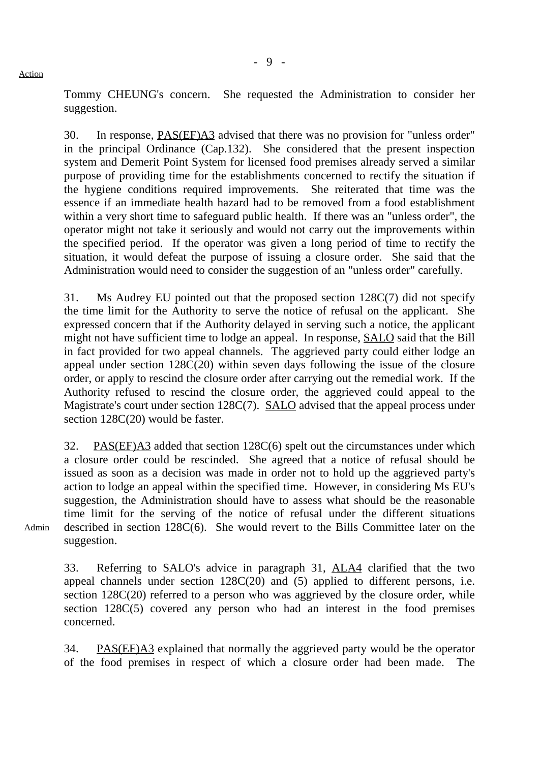Tommy CHEUNG's concern. She requested the Administration to consider her suggestion.

30. In response, PAS(EF)A3 advised that there was no provision for "unless order" in the principal Ordinance (Cap.132). She considered that the present inspection system and Demerit Point System for licensed food premises already served a similar purpose of providing time for the establishments concerned to rectify the situation if the hygiene conditions required improvements. She reiterated that time was the essence if an immediate health hazard had to be removed from a food establishment within a very short time to safeguard public health. If there was an "unless order", the operator might not take it seriously and would not carry out the improvements within the specified period. If the operator was given a long period of time to rectify the situation, it would defeat the purpose of issuing a closure order. She said that the Administration would need to consider the suggestion of an "unless order" carefully.

31. Ms Audrey EU pointed out that the proposed section 128C(7) did not specify the time limit for the Authority to serve the notice of refusal on the applicant. She expressed concern that if the Authority delayed in serving such a notice, the applicant might not have sufficient time to lodge an appeal. In response, SALO said that the Bill in fact provided for two appeal channels. The aggrieved party could either lodge an appeal under section 128C(20) within seven days following the issue of the closure order, or apply to rescind the closure order after carrying out the remedial work. If the Authority refused to rescind the closure order, the aggrieved could appeal to the Magistrate's court under section 128C(7). SALO advised that the appeal process under section 128C(20) would be faster.

32. PAS(EF)A3 added that section 128C(6) spelt out the circumstances under which a closure order could be rescinded. She agreed that a notice of refusal should be issued as soon as a decision was made in order not to hold up the aggrieved party's action to lodge an appeal within the specified time. However, in considering Ms EU's suggestion, the Administration should have to assess what should be the reasonable time limit for the serving of the notice of refusal under the different situations described in section 128C(6). She would revert to the Bills Committee later on the suggestion.

Action: Admin

33. Referring to SALO's advice in paragraph 31, ALA4 clarified that the two appeal channels under section 128C(20) and (5) applied to different persons, i.e. section 128C(20) referred to a person who was aggrieved by the closure order, while section 128C(5) covered any person who had an interest in the food premises concerned.

34. PAS(EF)A3 explained that normally the aggrieved party would be the operator of the food premises in respect of which a closure order had been made. The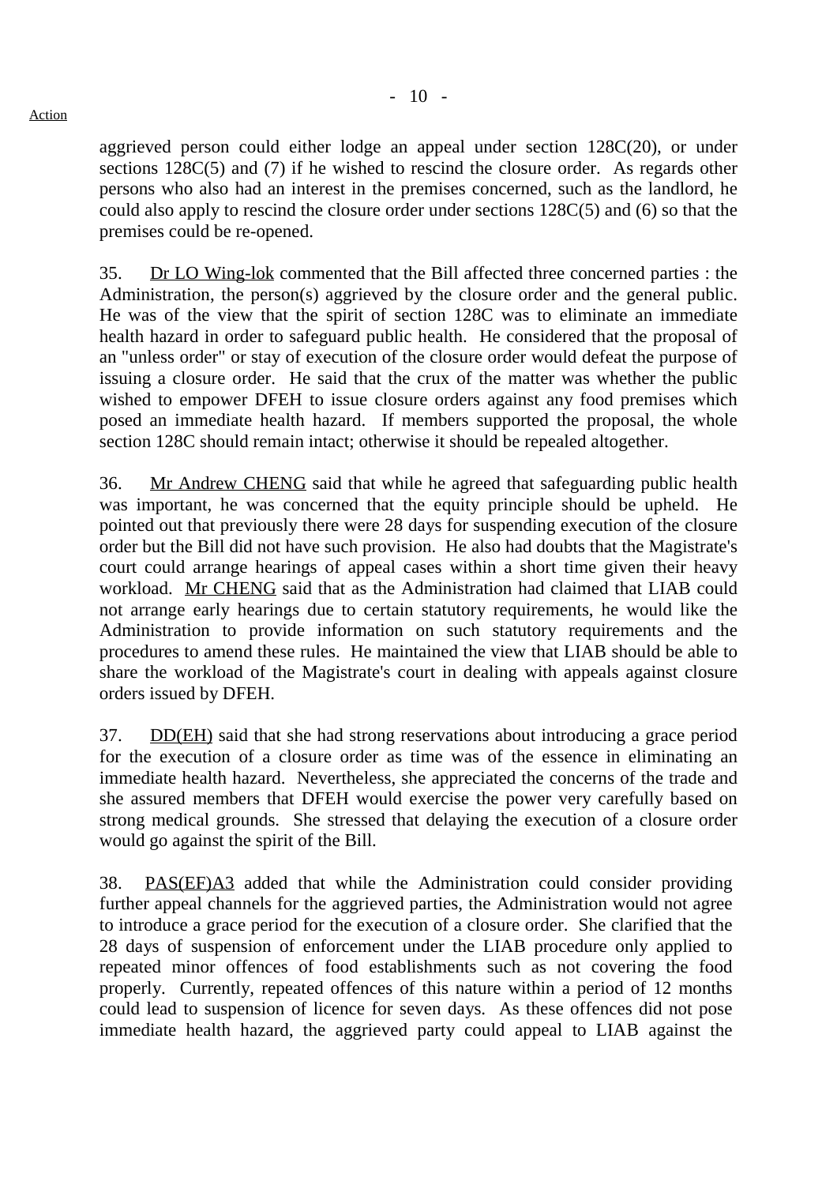aggrieved person could either lodge an appeal under section 128C(20), or under sections 128C(5) and (7) if he wished to rescind the closure order. As regards other persons who also had an interest in the premises concerned, such as the landlord, he could also apply to rescind the closure order under sections 128C(5) and (6) so that the premises could be re-opened.

35. Dr LO Wing-lok commented that the Bill affected three concerned parties : the Administration, the person(s) aggrieved by the closure order and the general public. He was of the view that the spirit of section 128C was to eliminate an immediate health hazard in order to safeguard public health. He considered that the proposal of an "unless order" or stay of execution of the closure order would defeat the purpose of issuing a closure order. He said that the crux of the matter was whether the public wished to empower DFEH to issue closure orders against any food premises which posed an immediate health hazard. If members supported the proposal, the whole section 128C should remain intact; otherwise it should be repealed altogether.

36. Mr Andrew CHENG said that while he agreed that safeguarding public health was important, he was concerned that the equity principle should be upheld. He pointed out that previously there were 28 days for suspending execution of the closure order but the Bill did not have such provision. He also had doubts that the Magistrate's court could arrange hearings of appeal cases within a short time given their heavy workload. Mr CHENG said that as the Administration had claimed that LIAB could not arrange early hearings due to certain statutory requirements, he would like the Administration to provide information on such statutory requirements and the procedures to amend these rules. He maintained the view that LIAB should be able to share the workload of the Magistrate's court in dealing with appeals against closure orders issued by DFEH.

37. DD(EH) said that she had strong reservations about introducing a grace period for the execution of a closure order as time was of the essence in eliminating an immediate health hazard. Nevertheless, she appreciated the concerns of the trade and she assured members that DFEH would exercise the power very carefully based on strong medical grounds. She stressed that delaying the execution of a closure order would go against the spirit of the Bill.

38. PAS(EF)A3 added that while the Administration could consider providing further appeal channels for the aggrieved parties, the Administration would not agree to introduce a grace period for the execution of a closure order. She clarified that the 28 days of suspension of enforcement under the LIAB procedure only applied to repeated minor offences of food establishments such as not covering the food properly. Currently, repeated offences of this nature within a period of 12 months could lead to suspension of licence for seven days. As these offences did not pose immediate health hazard, the aggrieved party could appeal to LIAB against the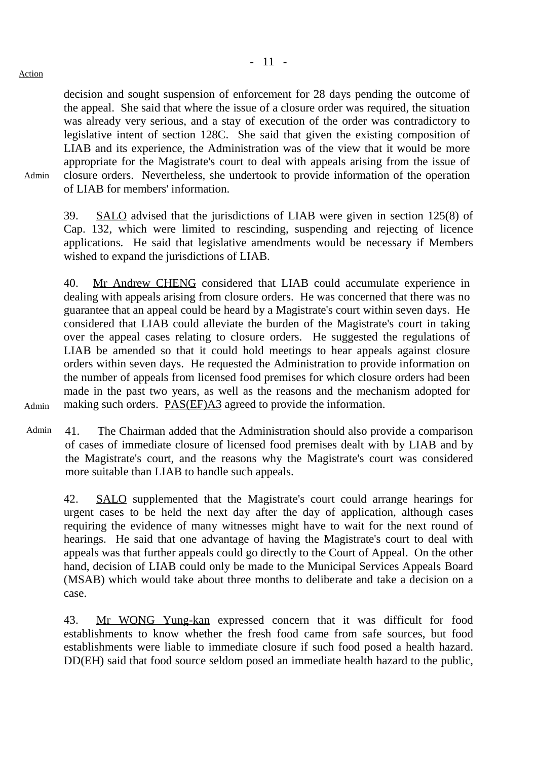Action

decision and sought suspension of enforcement for 28 days pending the outcome of the appeal. She said that where the issue of a closure order was required, the situation was already very serious, and a stay of execution of the order was contradictory to legislative intent of section 128C. She said that given the existing composition of LIAB and its experience, the Administration was of the view that it would be more appropriate for the Magistrate's court to deal with appeals arising from the issue of closure orders. Nevertheless, she undertook to provide information of the operation of LIAB for members' information.

Admin

39. SALO advised that the jurisdictions of LIAB were given in section 125(8) of Cap. 132, which were limited to rescinding, suspending and rejecting of licence applications. He said that legislative amendments would be necessary if Members wished to expand the jurisdictions of LIAB.

40. Mr Andrew CHENG considered that LIAB could accumulate experience in dealing with appeals arising from closure orders. He was concerned that there was no guarantee that an appeal could be heard by a Magistrate's court within seven days. He considered that LIAB could alleviate the burden of the Magistrate's court in taking over the appeal cases relating to closure orders. He suggested the regulations of LIAB be amended so that it could hold meetings to hear appeals against closure orders within seven days. He requested the Administration to provide information on the number of appeals from licensed food premises for which closure orders had been made in the past two years, as well as the reasons and the mechanism adopted for making such orders. PAS(EF)A3 agreed to provide the information.

Admin

Admin

41. The Chairman added that the Administration should also provide a comparison of cases of immediate closure of licensed food premises dealt with by LIAB and by the Magistrate's court, and the reasons why the Magistrate's court was considered more suitable than LIAB to handle such appeals.

42. SALO supplemented that the Magistrate's court could arrange hearings for urgent cases to be held the next day after the day of application, although cases requiring the evidence of many witnesses might have to wait for the next round of hearings. He said that one advantage of having the Magistrate's court to deal with appeals was that further appeals could go directly to the Court of Appeal. On the other hand, decision of LIAB could only be made to the Municipal Services Appeals Board (MSAB) which would take about three months to deliberate and take a decision on a case.

43. Mr WONG Yung-kan expressed concern that it was difficult for food establishments to know whether the fresh food came from safe sources, but food establishments were liable to immediate closure if such food posed a health hazard. DD(EH) said that food source seldom posed an immediate health hazard to the public,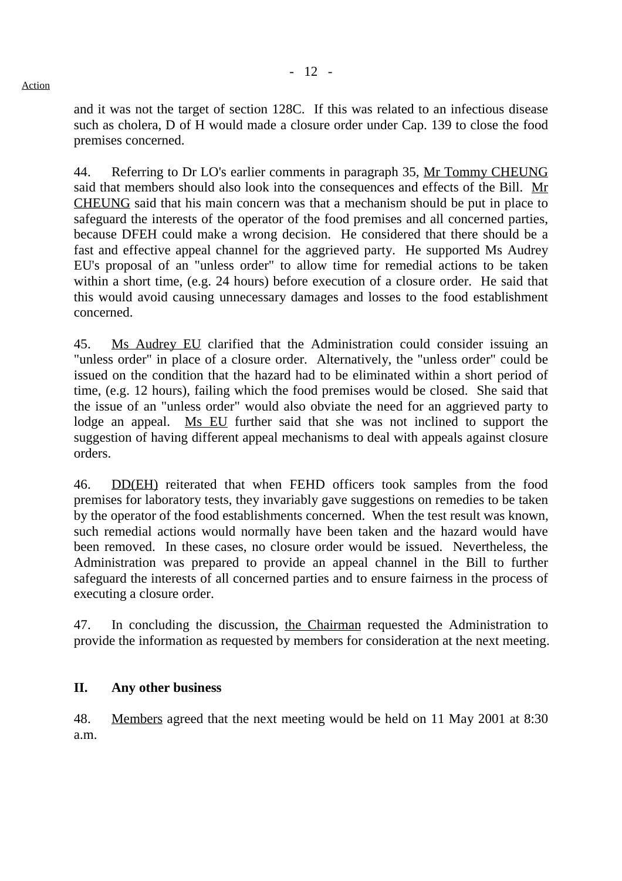and it was not the target of section 128C. If this was related to an infectious disease such as cholera, D of H would made a closure order under Cap. 139 to close the food premises concerned.

44. Referring to Dr LO's earlier comments in paragraph 35, Mr Tommy CHEUNG said that members should also look into the consequences and effects of the Bill. Mr CHEUNG said that his main concern was that a mechanism should be put in place to safeguard the interests of the operator of the food premises and all concerned parties, because DFEH could make a wrong decision. He considered that there should be a fast and effective appeal channel for the aggrieved party. He supported Ms Audrey EU's proposal of an "unless order" to allow time for remedial actions to be taken within a short time, (e.g. 24 hours) before execution of a closure order. He said that this would avoid causing unnecessary damages and losses to the food establishment concerned.

45. Ms Audrey EU clarified that the Administration could consider issuing an "unless order" in place of a closure order. Alternatively, the "unless order" could be issued on the condition that the hazard had to be eliminated within a short period of time, (e.g. 12 hours), failing which the food premises would be closed. She said that the issue of an "unless order" would also obviate the need for an aggrieved party to lodge an appeal. Ms EU further said that she was not inclined to support the suggestion of having different appeal mechanisms to deal with appeals against closure orders.

46. DD(EH) reiterated that when FEHD officers took samples from the food premises for laboratory tests, they invariably gave suggestions on remedies to be taken by the operator of the food establishments concerned. When the test result was known, such remedial actions would normally have been taken and the hazard would have been removed. In these cases, no closure order would be issued. Nevertheless, the Administration was prepared to provide an appeal channel in the Bill to further safeguard the interests of all concerned parties and to ensure fairness in the process of executing a closure order.

47. In concluding the discussion, the Chairman requested the Administration to provide the information as requested by members for consideration at the next meeting.

## II. Any other business

48. Members agreed that the next meeting would be held on 11 May 2001 at 8:30 a.m.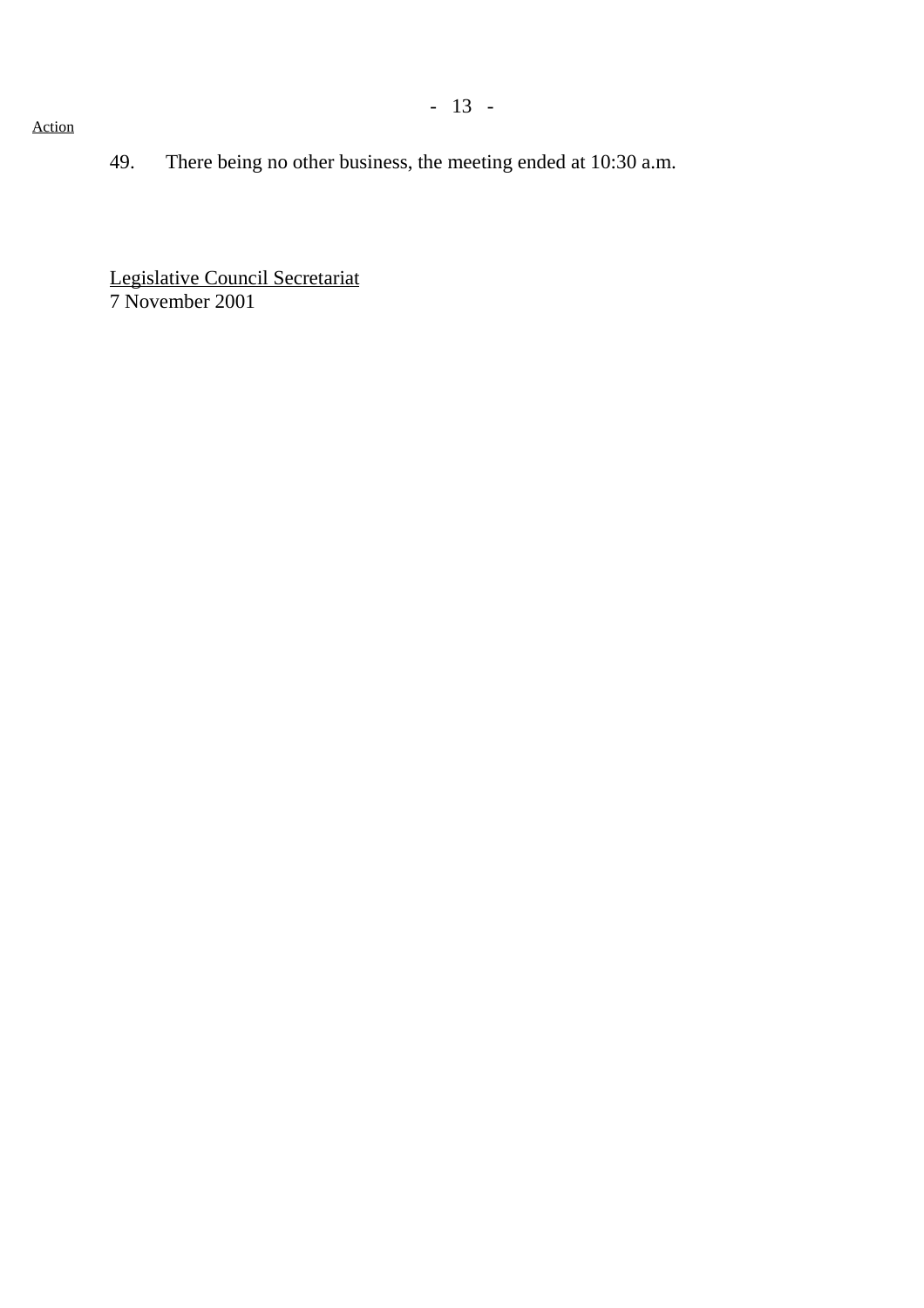Action

49. There being no other business, the meeting ended at 10:30 a.m.

Legislative Council Secretariat
7 November 2001